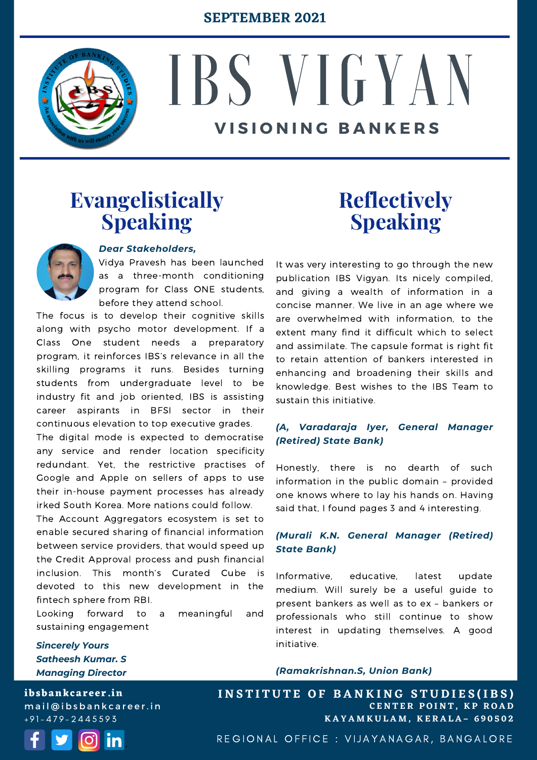SEPTEMBER 2021

# IBS VIGYAN

### VISIONING BANKERS

## Evangelistically Speaking

***Dear Stakeholders,***

Vidya Pravesh has been launched as a three-month conditioning program for Class ONE students, before they attend school.

The focus is to develop their cognitive skills along with psycho motor development. If a Class One student needs a preparatory program, it reinforces IBS's relevance in all the skilling programs it runs. Besides turning students from undergraduate level to be industry fit and job oriented, IBS is assisting career aspirants in BFSI sector in their continuous elevation to top executive grades.

The digital mode is expected to democratise any service and render location specificity redundant. Yet, the restrictive practises of Google and Apple on sellers of apps to use their in-house payment processes has already irked South Korea. More nations could follow.

The Account Aggregators ecosystem is set to enable secured sharing of financial information between service providers, that would speed up the Credit Approval process and push financial inclusion. This month's Curated Cube is devoted to this new development in the fintech sphere from RBI.

Looking forward to a meaningful and sustaining engagement

***Sincerely Yours***
***Satheesh Kumar. S***
***Managing Director***

## Reflectively Speaking

It was very interesting to go through the new publication IBS Vigyan. Its nicely compiled, and giving a wealth of information in a concise manner. We live in an age where we are overwhelmed with information, to the extent many find it difficult which to select and assimilate. The capsule format is right fit to retain attention of bankers interested in enhancing and broadening their skills and knowledge. Best wishes to the IBS Team to sustain this initiative.

***(A, Varadaraja Iyer, General Manager (Retired) State Bank)***

Honestly, there is no dearth of such information in the public domain – provided one knows where to lay his hands on. Having said that, I found pages 3 and 4 interesting.

***(Murali K.N. General Manager (Retired) State Bank)***

Informative, educative, latest update medium. Will surely be a useful guide to present bankers as well as to ex – bankers or professionals who still continue to show interest in updating themselves. A good initiative.

***(Ramakrishnan.S, Union Bank)***

**ibsbankcareer.in**
mail@ibsbankcareer.in
+91-479-2445593

**INSTITUTE OF BANKING STUDIES(IBS)**
**CENTER POINT, KP ROAD**
**KAYAMKULAM, KERALA– 690502**

REGIONAL OFFICE : VIJAYANAGAR, BANGALORE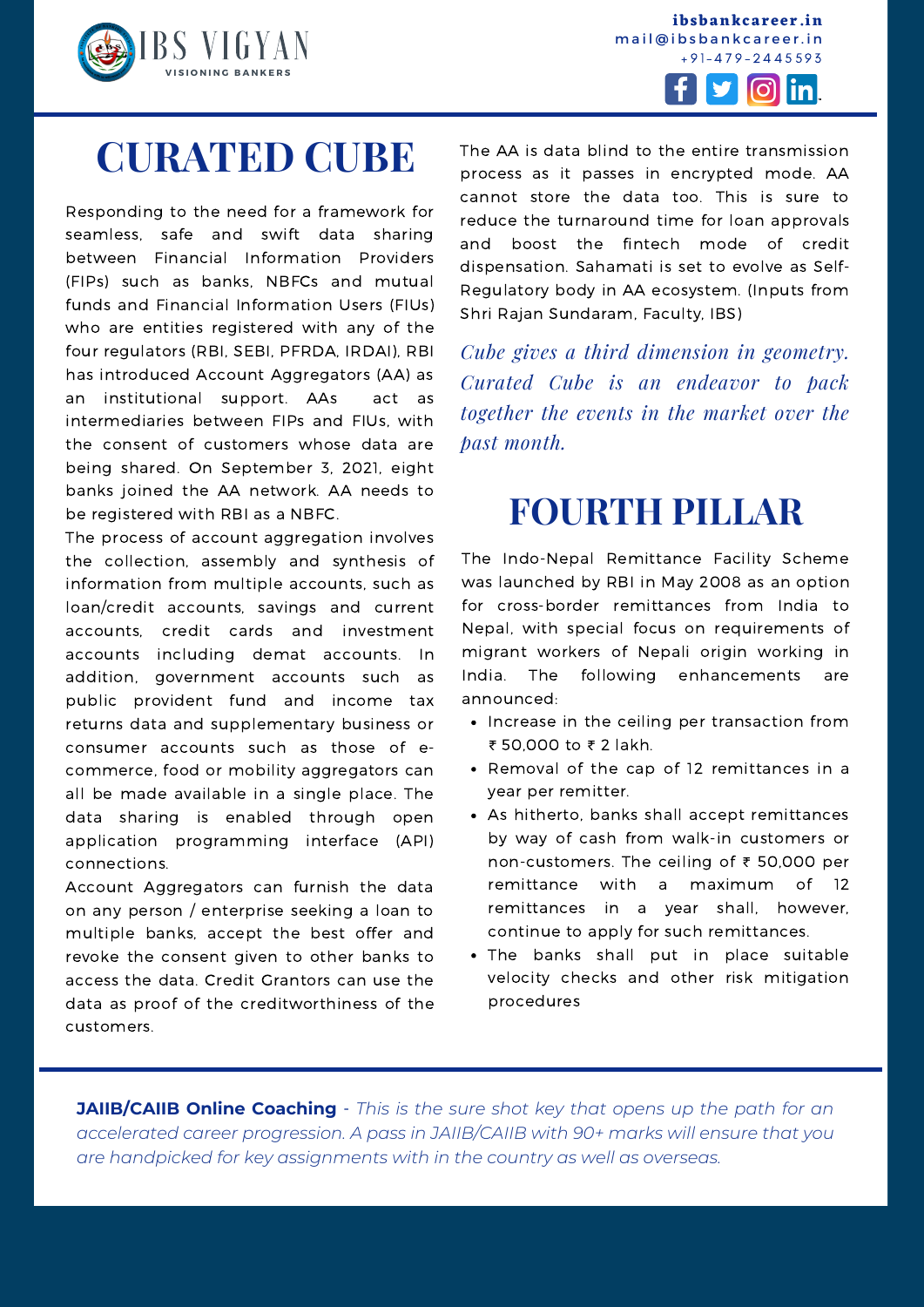# CURATED CUBE

Responding to the need for a framework for seamless, safe and swift data sharing between Financial Information Providers (FIPs) such as banks, NBFCs and mutual funds and Financial Information Users (FIUs) who are entities registered with any of the four regulators (RBI, SEBI, PFRDA, IRDAI), RBI has introduced Account Aggregators (AA) as an institutional support. AAs act as intermediaries between FIPs and FIUs, with the consent of customers whose data are being shared. On September 3, 2021, eight banks joined the AA network. AA needs to be registered with RBI as a NBFC.

The process of account aggregation involves the collection, assembly and synthesis of information from multiple accounts, such as loan/credit accounts, savings and current accounts, credit cards and investment accounts including demat accounts. In addition, government accounts such as public provident fund and income tax returns data and supplementary business or consumer accounts such as those of e-commerce, food or mobility aggregators can all be made available in a single place. The data sharing is enabled through open application programming interface (API) connections.

Account Aggregators can furnish the data on any person / enterprise seeking a loan to multiple banks, accept the best offer and revoke the consent given to other banks to access the data. Credit Grantors can use the data as proof of the creditworthiness of the customers.

The AA is data blind to the entire transmission process as it passes in encrypted mode. AA cannot store the data too. This is sure to reduce the turnaround time for loan approvals and boost the fintech mode of credit dispensation. Sahamati is set to evolve as Self-Regulatory body in AA ecosystem. (Inputs from Shri Rajan Sundaram, Faculty, IBS)

*Cube gives a third dimension in geometry. Curated Cube is an endeavor to pack together the events in the market over the past month.*

# FOURTH PILLAR

The Indo-Nepal Remittance Facility Scheme was launched by RBI in May 2008 as an option for cross-border remittances from India to Nepal, with special focus on requirements of migrant workers of Nepali origin working in India. The following enhancements are announced:

- Increase in the ceiling per transaction from ₹ 50,000 to ₹ 2 lakh.
- Removal of the cap of 12 remittances in a year per remitter.
- As hitherto, banks shall accept remittances by way of cash from walk-in customers or non-customers. The ceiling of ₹ 50,000 per remittance with a maximum of 12 remittances in a year shall, however, continue to apply for such remittances.
- The banks shall put in place suitable velocity checks and other risk mitigation procedures

**JAIIB/CAIIB Online Coaching** - *This is the sure shot key that opens up the path for an accelerated career progression. A pass in JAIIB/CAIIB with 90+ marks will ensure that you are handpicked for key assignments with in the country as well as overseas.*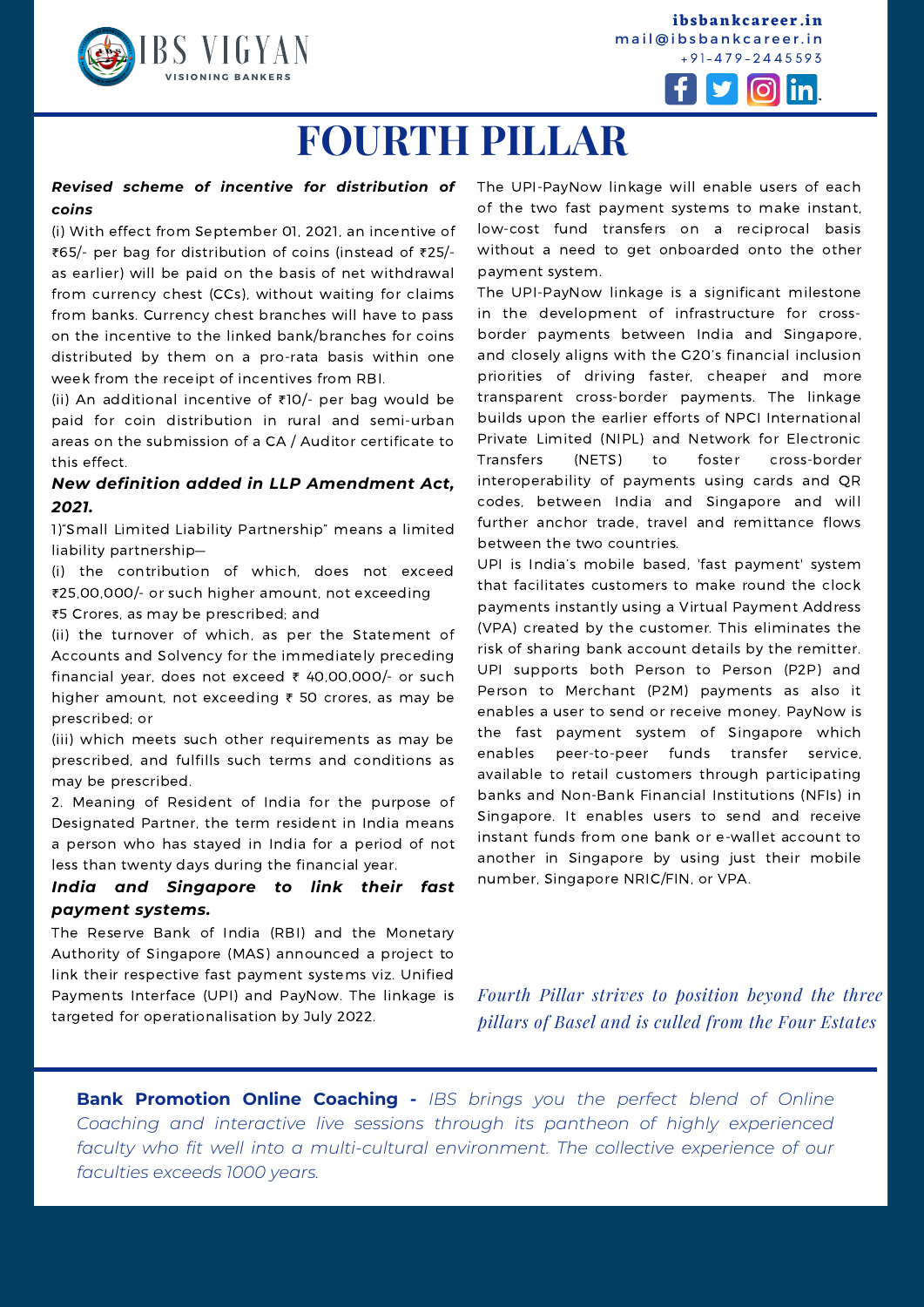# FOURTH PILLAR

***Revised scheme of incentive for distribution of coins***

(i) With effect from September 01, 2021, an incentive of ₹65/- per bag for distribution of coins (instead of ₹25/- as earlier) will be paid on the basis of net withdrawal from currency chest (CCs), without waiting for claims from banks. Currency chest branches will have to pass on the incentive to the linked bank/branches for coins distributed by them on a pro-rata basis within one week from the receipt of incentives from RBI.

(ii) An additional incentive of ₹10/- per bag would be paid for coin distribution in rural and semi-urban areas on the submission of a CA / Auditor certificate to this effect.

***New definition added in LLP Amendment Act, 2021.***

1)"Small Limited Liability Partnership" means a limited liability partnership—

(i) the contribution of which, does not exceed ₹25,00,000/- or such higher amount, not exceeding ₹5 Crores, as may be prescribed; and

(ii) the turnover of which, as per the Statement of Accounts and Solvency for the immediately preceding financial year, does not exceed ₹ 40,00,000/- or such higher amount, not exceeding ₹ 50 crores, as may be prescribed; or

(iii) which meets such other requirements as may be prescribed, and fulfills such terms and conditions as may be prescribed.

2. Meaning of Resident of India for the purpose of Designated Partner, the term resident in India means a person who has stayed in India for a period of not less than twenty days during the financial year.

***India and Singapore to link their fast payment systems.***

The Reserve Bank of India (RBI) and the Monetary Authority of Singapore (MAS) announced a project to link their respective fast payment systems viz. Unified Payments Interface (UPI) and PayNow. The linkage is targeted for operationalisation by July 2022.

The UPI-PayNow linkage will enable users of each of the two fast payment systems to make instant, low-cost fund transfers on a reciprocal basis without a need to get onboarded onto the other payment system.

The UPI-PayNow linkage is a significant milestone in the development of infrastructure for cross-border payments between India and Singapore, and closely aligns with the G20's financial inclusion priorities of driving faster, cheaper and more transparent cross-border payments. The linkage builds upon the earlier efforts of NPCI International Private Limited (NIPL) and Network for Electronic Transfers (NETS) to foster cross-border interoperability of payments using cards and QR codes, between India and Singapore and will further anchor trade, travel and remittance flows between the two countries.

UPI is India's mobile based, 'fast payment' system that facilitates customers to make round the clock payments instantly using a Virtual Payment Address (VPA) created by the customer. This eliminates the risk of sharing bank account details by the remitter. UPI supports both Person to Person (P2P) and Person to Merchant (P2M) payments as also it enables a user to send or receive money. PayNow is the fast payment system of Singapore which enables peer-to-peer funds transfer service, available to retail customers through participating banks and Non-Bank Financial Institutions (NFIs) in Singapore. It enables users to send and receive instant funds from one bank or e-wallet account to another in Singapore by using just their mobile number, Singapore NRIC/FIN, or VPA.

*Fourth Pillar strives to position beyond the three pillars of Basel and is culled from the Four Estates*

**Bank Promotion Online Coaching -** *IBS brings you the perfect blend of Online Coaching and interactive live sessions through its pantheon of highly experienced faculty who fit well into a multi-cultural environment. The collective experience of our faculties exceeds 1000 years.*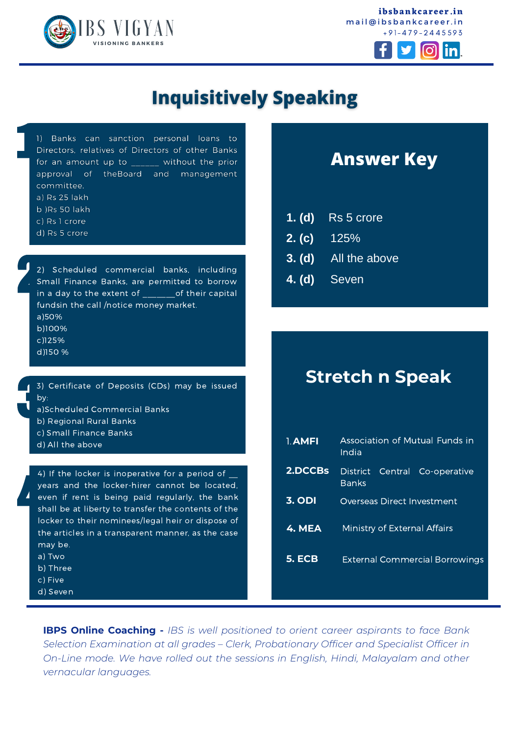# Inquisitively Speaking

1) Banks can sanction personal loans to Directors, relatives of Directors of other Banks for an amount up to ______ without the prior approval of theBoard and management committee.

a) Rs 25 lakh
b )Rs 50 lakh
c) Rs 1 crore
d) Rs 5 crore

2) Scheduled commercial banks, including Small Finance Banks, are permitted to borrow in a day to the extent of _______of their capital fundsin the call /notice money market.

a)50%
b)100%
c)125%
d)150 %

3) Certificate of Deposits (CDs) may be issued by:

a)Scheduled Commercial Banks
b) Regional Rural Banks
c) Small Finance Banks
d) All the above

4) If the locker is inoperative for a period of __ years and the locker-hirer cannot be located, even if rent is being paid regularly, the bank shall be at liberty to transfer the contents of the locker to their nominees/legal heir or dispose of the articles in a transparent manner, as the case may be.

a) Two
b) Three
c) Five
d) Seven

## Answer Key

**1. (d)** Rs 5 crore
**2. (c)** 125%
**3. (d)** All the above
**4. (d)** Seven

## Stretch n Speak

| | |
|---|---|
| 1. **AMFI** | Association of Mutual Funds in India |
| **2.DCCBs** | District Central Co-operative Banks |
| **3. ODI** | Overseas Direct Investment |
| **4. MEA** | Ministry of External Affairs |
| **5. ECB** | External Commercial Borrowings |

**IBPS Online Coaching -** *IBS is well positioned to orient career aspirants to face Bank Selection Examination at all grades – Clerk, Probationary Officer and Specialist Officer in On-Line mode. We have rolled out the sessions in English, Hindi, Malayalam and other vernacular languages.*